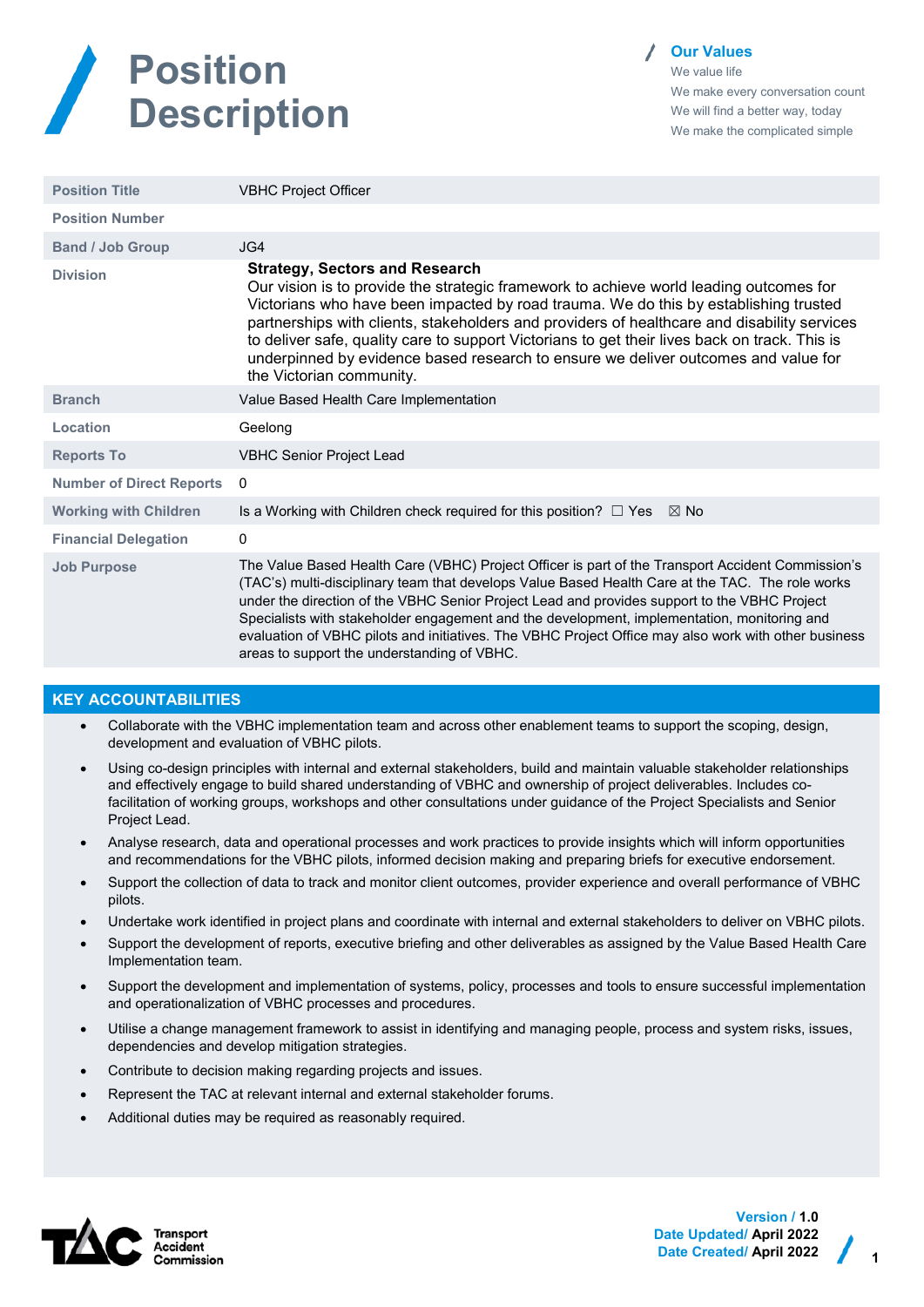# Position Description

**Our Values**

We value life

We make every conversation count

We will find a better way, today

We make the complicated simple

| | |
|---|---|
| **Position Title** | VBHC Project Officer |
| **Position Number** | |
| **Band / Job Group** | JG4 |
| **Division** | **Strategy, Sectors and Research** Our vision is to provide the strategic framework to achieve world leading outcomes for Victorians who have been impacted by road trauma. We do this by establishing trusted partnerships with clients, stakeholders and providers of healthcare and disability services to deliver safe, quality care to support Victorians to get their lives back on track. This is underpinned by evidence based research to ensure we deliver outcomes and value for the Victorian community. |
| **Branch** | Value Based Health Care Implementation |
| **Location** | Geelong |
| **Reports To** | VBHC Senior Project Lead |
| **Number of Direct Reports** | 0 |
| **Working with Children** | Is a Working with Children check required for this position? ☐ Yes ☒ No |
| **Financial Delegation** | 0 |
| **Job Purpose** | The Value Based Health Care (VBHC) Project Officer is part of the Transport Accident Commission's (TAC's) multi-disciplinary team that develops Value Based Health Care at the TAC. The role works under the direction of the VBHC Senior Project Lead and provides support to the VBHC Project Specialists with stakeholder engagement and the development, implementation, monitoring and evaluation of VBHC pilots and initiatives. The VBHC Project Office may also work with other business areas to support the understanding of VBHC. |

## KEY ACCOUNTABILITIES

- Collaborate with the VBHC implementation team and across other enablement teams to support the scoping, design, development and evaluation of VBHC pilots.
- Using co-design principles with internal and external stakeholders, build and maintain valuable stakeholder relationships and effectively engage to build shared understanding of VBHC and ownership of project deliverables. Includes co-facilitation of working groups, workshops and other consultations under guidance of the Project Specialists and Senior Project Lead.
- Analyse research, data and operational processes and work practices to provide insights which will inform opportunities and recommendations for the VBHC pilots, informed decision making and preparing briefs for executive endorsement.
- Support the collection of data to track and monitor client outcomes, provider experience and overall performance of VBHC pilots.
- Undertake work identified in project plans and coordinate with internal and external stakeholders to deliver on VBHC pilots.
- Support the development of reports, executive briefing and other deliverables as assigned by the Value Based Health Care Implementation team.
- Support the development and implementation of systems, policy, processes and tools to ensure successful implementation and operationalization of VBHC processes and procedures.
- Utilise a change management framework to assist in identifying and managing people, process and system risks, issues, dependencies and develop mitigation strategies.
- Contribute to decision making regarding projects and issues.
- Represent the TAC at relevant internal and external stakeholder forums.
- Additional duties may be required as reasonably required.

Transport Accident Commission

**Version /** 1.0
**Date Updated/** April 2022
**Date Created/** April 2022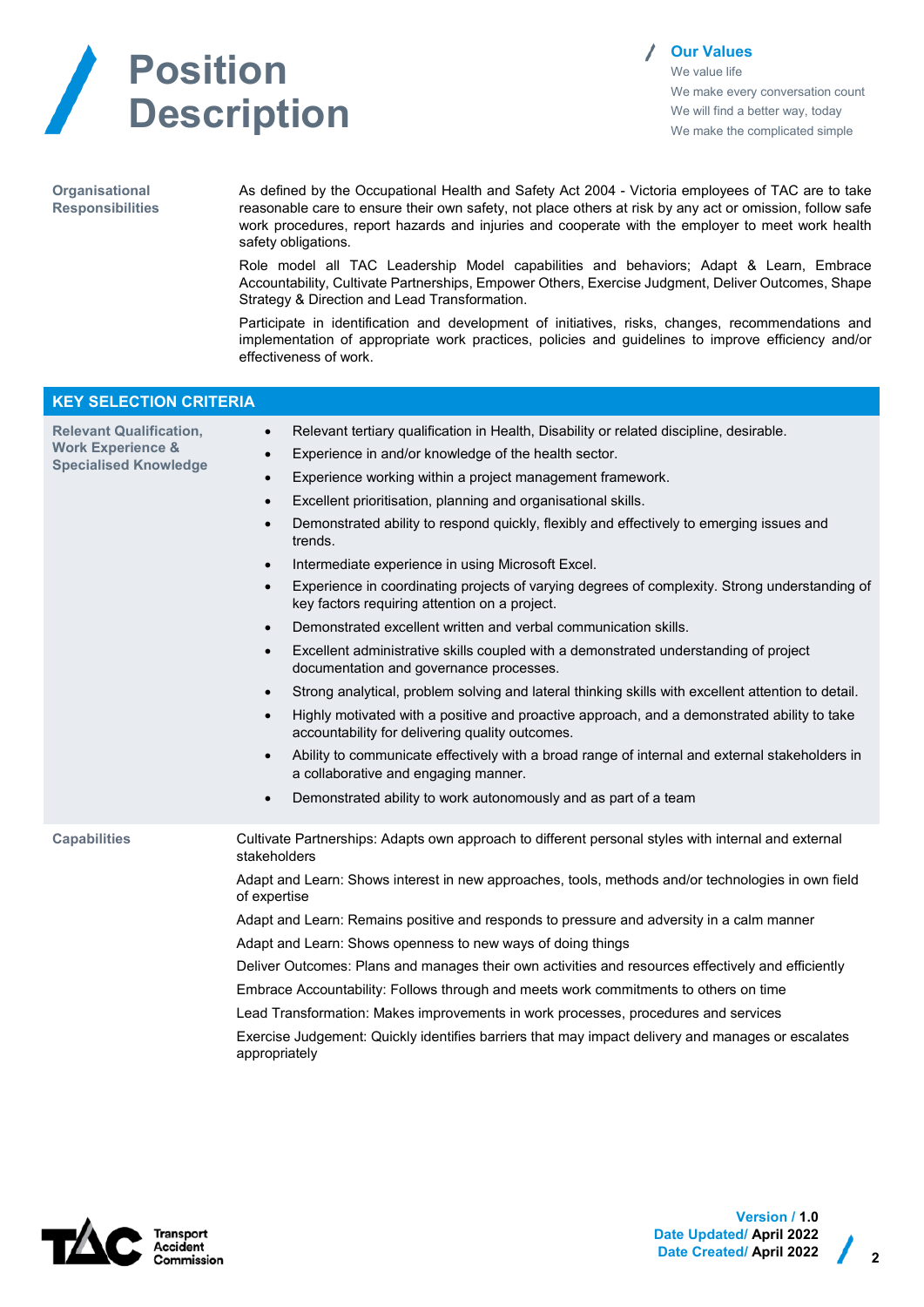# Position Description

**Our Values**

We value life

We make every conversation count

We will find a better way, today

We make the complicated simple

**Organisational Responsibilities**

As defined by the Occupational Health and Safety Act 2004 - Victoria employees of TAC are to take reasonable care to ensure their own safety, not place others at risk by any act or omission, follow safe work procedures, report hazards and injuries and cooperate with the employer to meet work health safety obligations.

Role model all TAC Leadership Model capabilities and behaviors; Adapt & Learn, Embrace Accountability, Cultivate Partnerships, Empower Others, Exercise Judgment, Deliver Outcomes, Shape Strategy & Direction and Lead Transformation.

Participate in identification and development of initiatives, risks, changes, recommendations and implementation of appropriate work practices, policies and guidelines to improve efficiency and/or effectiveness of work.

## KEY SELECTION CRITERIA

**Relevant Qualification, Work Experience & Specialised Knowledge**

- Relevant tertiary qualification in Health, Disability or related discipline, desirable.
- Experience in and/or knowledge of the health sector.
- Experience working within a project management framework.
- Excellent prioritisation, planning and organisational skills.
- Demonstrated ability to respond quickly, flexibly and effectively to emerging issues and trends.
- Intermediate experience in using Microsoft Excel.
- Experience in coordinating projects of varying degrees of complexity. Strong understanding of key factors requiring attention on a project.
- Demonstrated excellent written and verbal communication skills.
- Excellent administrative skills coupled with a demonstrated understanding of project documentation and governance processes.
- Strong analytical, problem solving and lateral thinking skills with excellent attention to detail.
- Highly motivated with a positive and proactive approach, and a demonstrated ability to take accountability for delivering quality outcomes.
- Ability to communicate effectively with a broad range of internal and external stakeholders in a collaborative and engaging manner.
- Demonstrated ability to work autonomously and as part of a team

**Capabilities**

Cultivate Partnerships: Adapts own approach to different personal styles with internal and external stakeholders

Adapt and Learn: Shows interest in new approaches, tools, methods and/or technologies in own field of expertise

Adapt and Learn: Remains positive and responds to pressure and adversity in a calm manner

Adapt and Learn: Shows openness to new ways of doing things

Deliver Outcomes: Plans and manages their own activities and resources effectively and efficiently

Embrace Accountability: Follows through and meets work commitments to others on time

Lead Transformation: Makes improvements in work processes, procedures and services

Exercise Judgement: Quickly identifies barriers that may impact delivery and manages or escalates appropriately

TAC Transport Accident Commission

**Version /** 1.0
**Date Updated/** April 2022
**Date Created/** April 2022